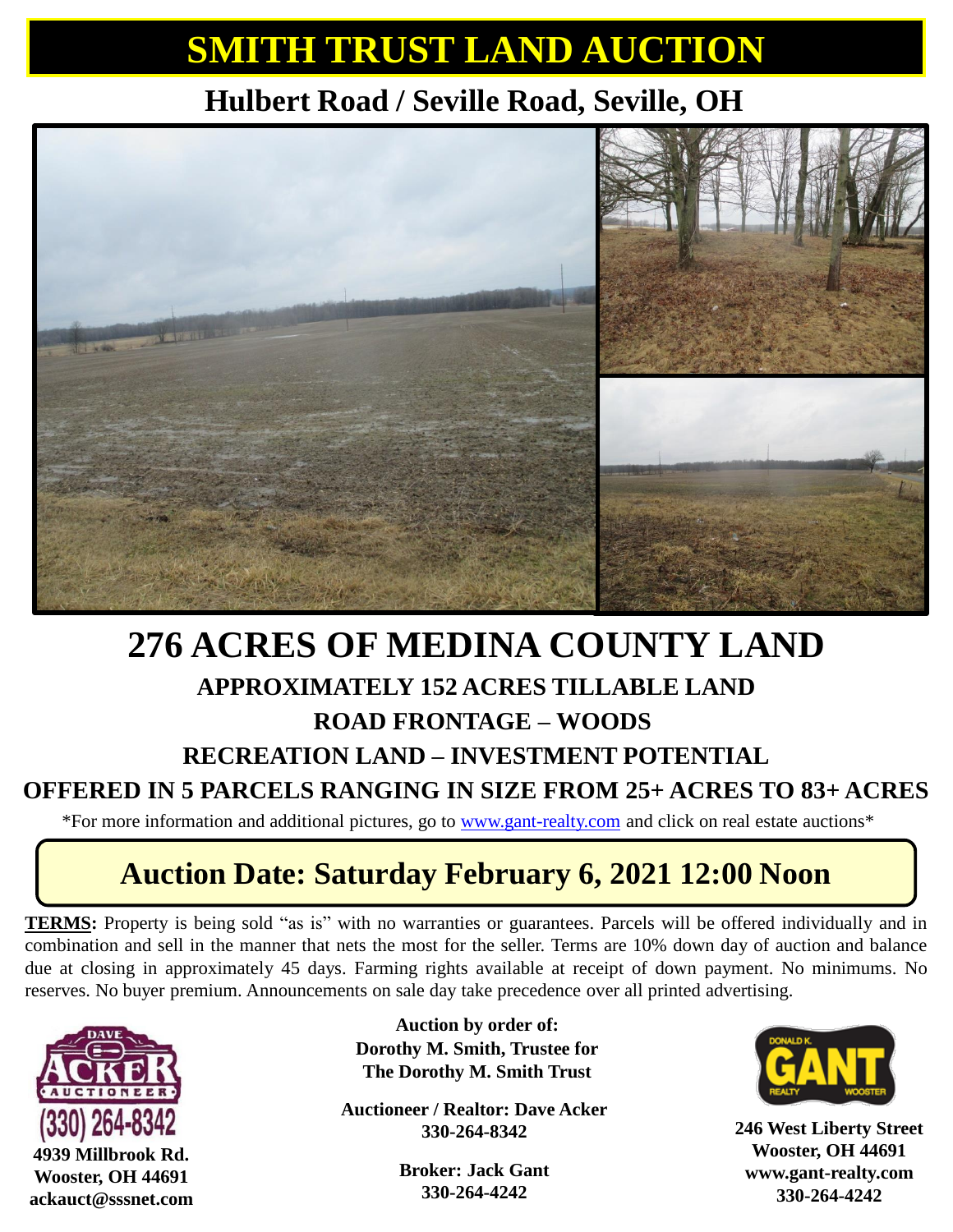# SMITH TRUST LAND AUCTION

## Hulbert Road / Seville Road, Seville, OH

# 276 ACRES OF MEDINA COUNTY LAND

### APPROXIMATELY 152 ACRES TILLABLE LAND

### ROAD FRONTAGE – WOODS

### RECREATION LAND – INVESTMENT POTENTIAL

### OFFERED IN 5 PARCELS RANGING IN SIZE FROM 25+ ACRES TO 83+ ACRES

*For more information and additional pictures, go to www.gant-realty.com and click on real estate auctions*

## Auction Date: Saturday February 6, 2021 12:00 Noon

**TERMS:** Property is being sold "as is" with no warranties or guarantees. Parcels will be offered individually and in combination and sell in the manner that nets the most for the seller. Terms are 10% down day of auction and balance due at closing in approximately 45 days. Farming rights available at receipt of down payment. No minimums. No reserves. No buyer premium. Announcements on sale day take precedence over all printed advertising.

**DAVE ACKER AUCTIONEER**
(330) 264-8342
**4939 Millbrook Rd.**
**Wooster, OH 44691**
**ackauct@sssnet.com**

**Auction by order of:**
**Dorothy M. Smith, Trustee for**
**The Dorothy M. Smith Trust**

**Auctioneer / Realtor: Dave Acker**
**330-264-8342**

**Broker: Jack Gant**
**330-264-4242**

**DONALD K. GANT REALTY WOOSTER**
**246 West Liberty Street**
**Wooster, OH 44691**
**www.gant-realty.com**
**330-264-4242**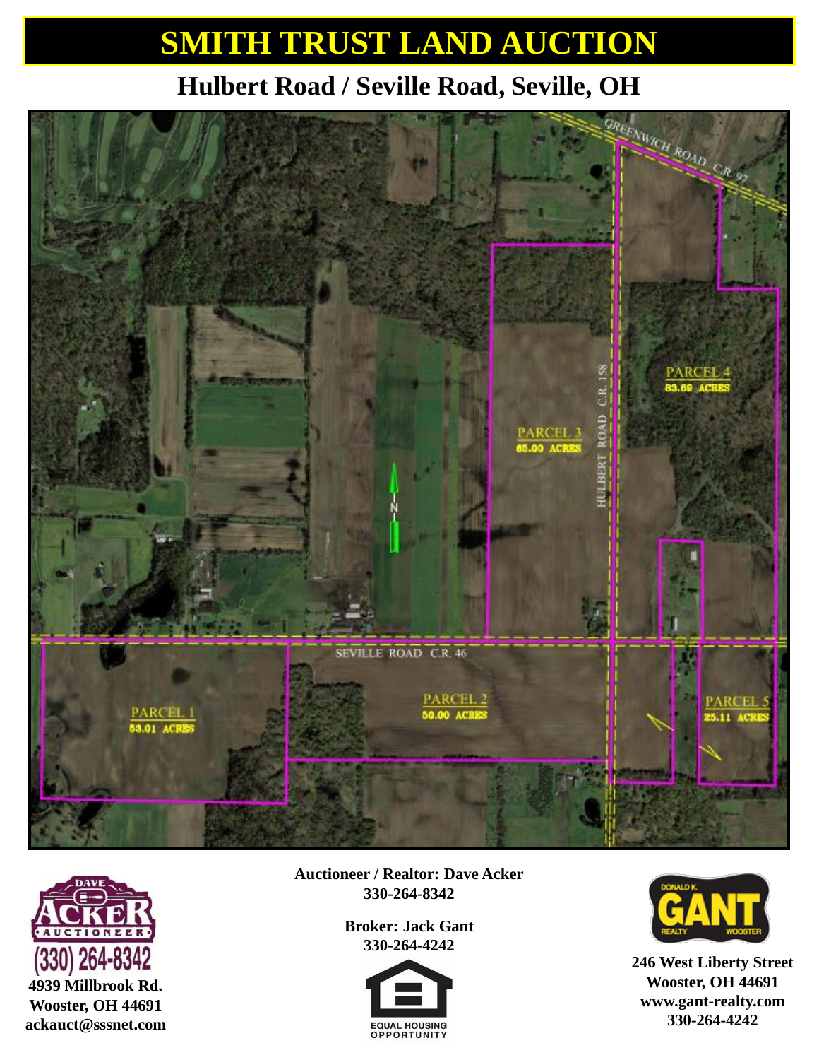# SMITH TRUST LAND AUCTION

## Hulbert Road / Seville Road, Seville, OH

GREENWICH ROAD C.R. 97

PARCEL 4
83.69 ACRES

PARCEL 3
65.00 ACRES

HULBERT ROAD C.R. 158

N

SEVILLE ROAD C.R. 46

PARCEL 1
53.01 ACRES

PARCEL 2
50.00 ACRES

PARCEL 5
25.11 ACRES

DAVE ACKER AUCTIONEER (330) 264-8342

**4939 Millbrook Rd.**
**Wooster, OH 44691**
**ackauct@sssnet.com**

**Auctioneer / Realtor: Dave Acker**
**330-264-8342**

**Broker: Jack Gant**
**330-264-4242**

EQUAL HOUSING OPPORTUNITY

DONALD K. GANT REALTY WOOSTER

**246 West Liberty Street**
**Wooster, OH 44691**
**www.gant-realty.com**
**330-264-4242**